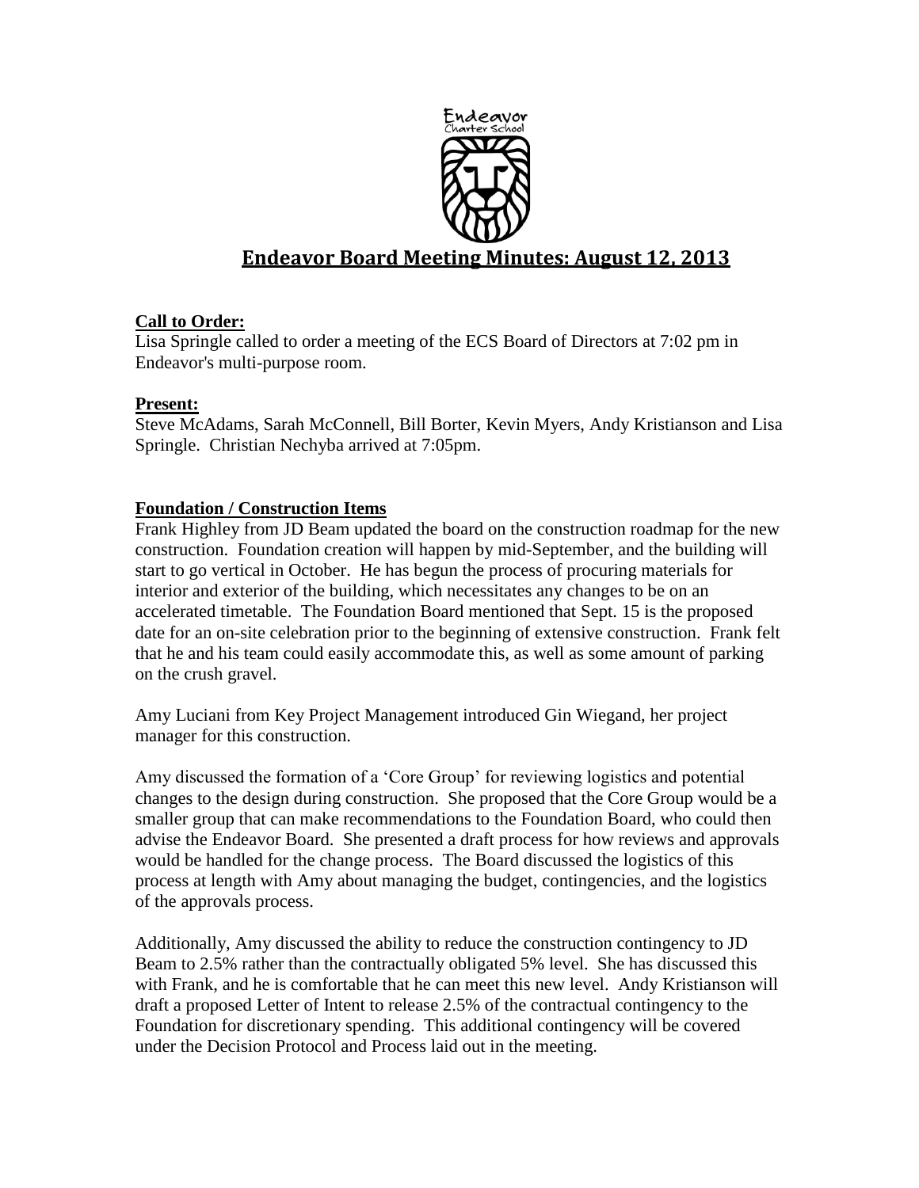# Endeavor Board Meeting Minutes: August 12, 2013

**Call to Order:**

Lisa Springle called to order a meeting of the ECS Board of Directors at 7:02 pm in Endeavor's multi-purpose room.

**Present:**

Steve McAdams, Sarah McConnell, Bill Borter, Kevin Myers, Andy Kristianson and Lisa Springle. Christian Nechyba arrived at 7:05pm.

**Foundation / Construction Items**

Frank Highley from JD Beam updated the board on the construction roadmap for the new construction. Foundation creation will happen by mid-September, and the building will start to go vertical in October. He has begun the process of procuring materials for interior and exterior of the building, which necessitates any changes to be on an accelerated timetable. The Foundation Board mentioned that Sept. 15 is the proposed date for an on-site celebration prior to the beginning of extensive construction. Frank felt that he and his team could easily accommodate this, as well as some amount of parking on the crush gravel.

Amy Luciani from Key Project Management introduced Gin Wiegand, her project manager for this construction.

Amy discussed the formation of a 'Core Group' for reviewing logistics and potential changes to the design during construction. She proposed that the Core Group would be a smaller group that can make recommendations to the Foundation Board, who could then advise the Endeavor Board. She presented a draft process for how reviews and approvals would be handled for the change process. The Board discussed the logistics of this process at length with Amy about managing the budget, contingencies, and the logistics of the approvals process.

Additionally, Amy discussed the ability to reduce the construction contingency to JD Beam to 2.5% rather than the contractually obligated 5% level. She has discussed this with Frank, and he is comfortable that he can meet this new level. Andy Kristianson will draft a proposed Letter of Intent to release 2.5% of the contractual contingency to the Foundation for discretionary spending. This additional contingency will be covered under the Decision Protocol and Process laid out in the meeting.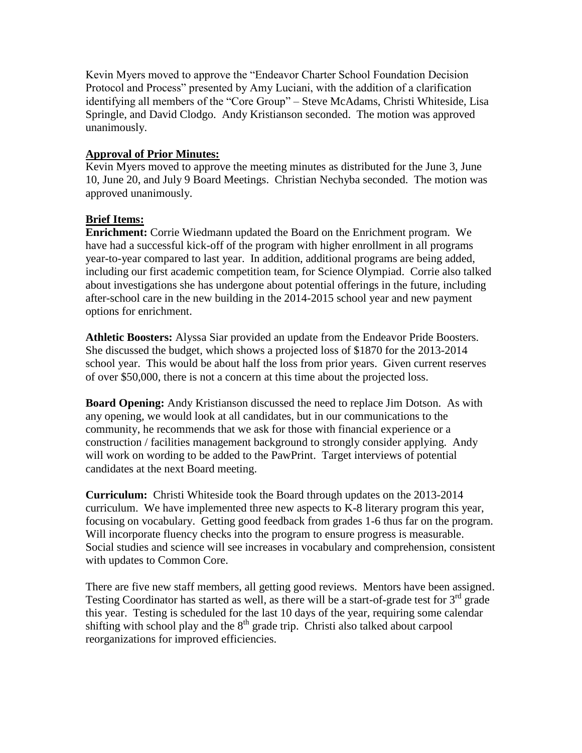Kevin Myers moved to approve the "Endeavor Charter School Foundation Decision Protocol and Process" presented by Amy Luciani, with the addition of a clarification identifying all members of the "Core Group" – Steve McAdams, Christi Whiteside, Lisa Springle, and David Clodgo. Andy Kristianson seconded. The motion was approved unanimously.

**Approval of Prior Minutes:**

Kevin Myers moved to approve the meeting minutes as distributed for the June 3, June 10, June 20, and July 9 Board Meetings. Christian Nechyba seconded. The motion was approved unanimously.

**Brief Items:**

**Enrichment:** Corrie Wiedmann updated the Board on the Enrichment program. We have had a successful kick-off of the program with higher enrollment in all programs year-to-year compared to last year. In addition, additional programs are being added, including our first academic competition team, for Science Olympiad. Corrie also talked about investigations she has undergone about potential offerings in the future, including after-school care in the new building in the 2014-2015 school year and new payment options for enrichment.

**Athletic Boosters:** Alyssa Siar provided an update from the Endeavor Pride Boosters. She discussed the budget, which shows a projected loss of $1870 for the 2013-2014 school year. This would be about half the loss from prior years. Given current reserves of over $50,000, there is not a concern at this time about the projected loss.

**Board Opening:** Andy Kristianson discussed the need to replace Jim Dotson. As with any opening, we would look at all candidates, but in our communications to the community, he recommends that we ask for those with financial experience or a construction / facilities management background to strongly consider applying. Andy will work on wording to be added to the PawPrint. Target interviews of potential candidates at the next Board meeting.

**Curriculum:** Christi Whiteside took the Board through updates on the 2013-2014 curriculum. We have implemented three new aspects to K-8 literary program this year, focusing on vocabulary. Getting good feedback from grades 1-6 thus far on the program. Will incorporate fluency checks into the program to ensure progress is measurable. Social studies and science will see increases in vocabulary and comprehension, consistent with updates to Common Core.

There are five new staff members, all getting good reviews. Mentors have been assigned. Testing Coordinator has started as well, as there will be a start-of-grade test for 3rd grade this year. Testing is scheduled for the last 10 days of the year, requiring some calendar shifting with school play and the 8th grade trip. Christi also talked about carpool reorganizations for improved efficiencies.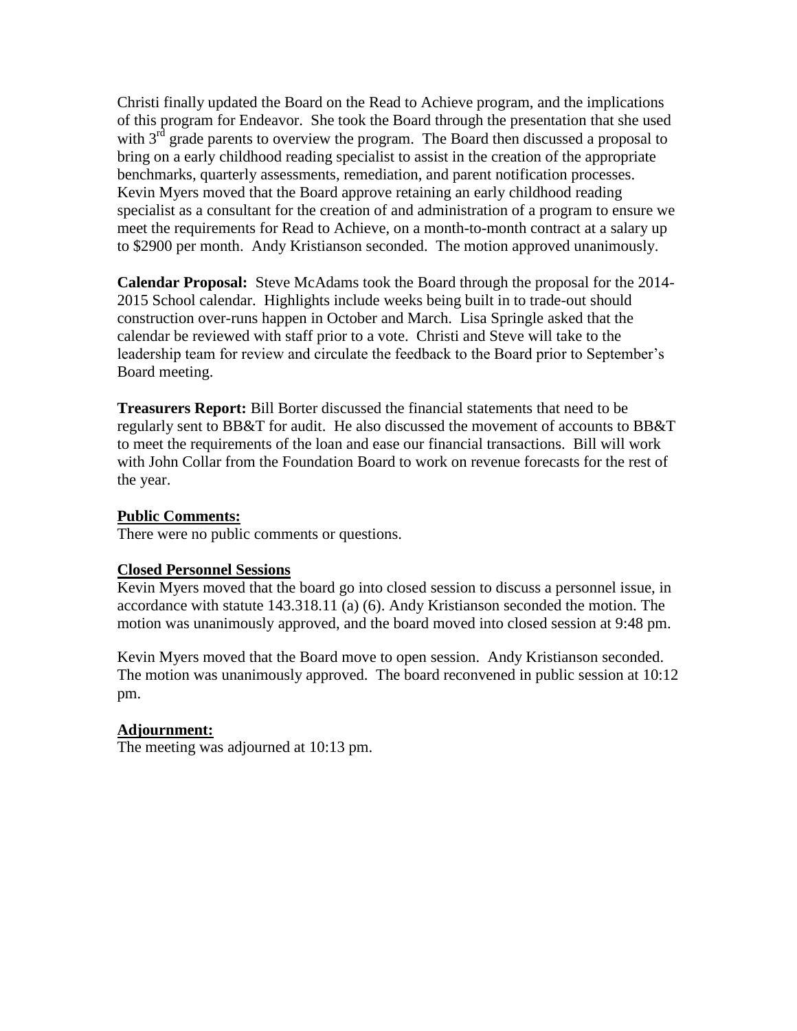Christi finally updated the Board on the Read to Achieve program, and the implications of this program for Endeavor. She took the Board through the presentation that she used with 3rd grade parents to overview the program. The Board then discussed a proposal to bring on a early childhood reading specialist to assist in the creation of the appropriate benchmarks, quarterly assessments, remediation, and parent notification processes. Kevin Myers moved that the Board approve retaining an early childhood reading specialist as a consultant for the creation of and administration of a program to ensure we meet the requirements for Read to Achieve, on a month-to-month contract at a salary up to $2900 per month. Andy Kristianson seconded. The motion approved unanimously.

**Calendar Proposal:** Steve McAdams took the Board through the proposal for the 2014-2015 School calendar. Highlights include weeks being built in to trade-out should construction over-runs happen in October and March. Lisa Springle asked that the calendar be reviewed with staff prior to a vote. Christi and Steve will take to the leadership team for review and circulate the feedback to the Board prior to September's Board meeting.

**Treasurers Report:** Bill Borter discussed the financial statements that need to be regularly sent to BB&T for audit. He also discussed the movement of accounts to BB&T to meet the requirements of the loan and ease our financial transactions. Bill will work with John Collar from the Foundation Board to work on revenue forecasts for the rest of the year.

**Public Comments:**

There were no public comments or questions.

**Closed Personnel Sessions**

Kevin Myers moved that the board go into closed session to discuss a personnel issue, in accordance with statute 143.318.11 (a) (6). Andy Kristianson seconded the motion. The motion was unanimously approved, and the board moved into closed session at 9:48 pm.

Kevin Myers moved that the Board move to open session. Andy Kristianson seconded. The motion was unanimously approved. The board reconvened in public session at 10:12 pm.

**Adjournment:**

The meeting was adjourned at 10:13 pm.